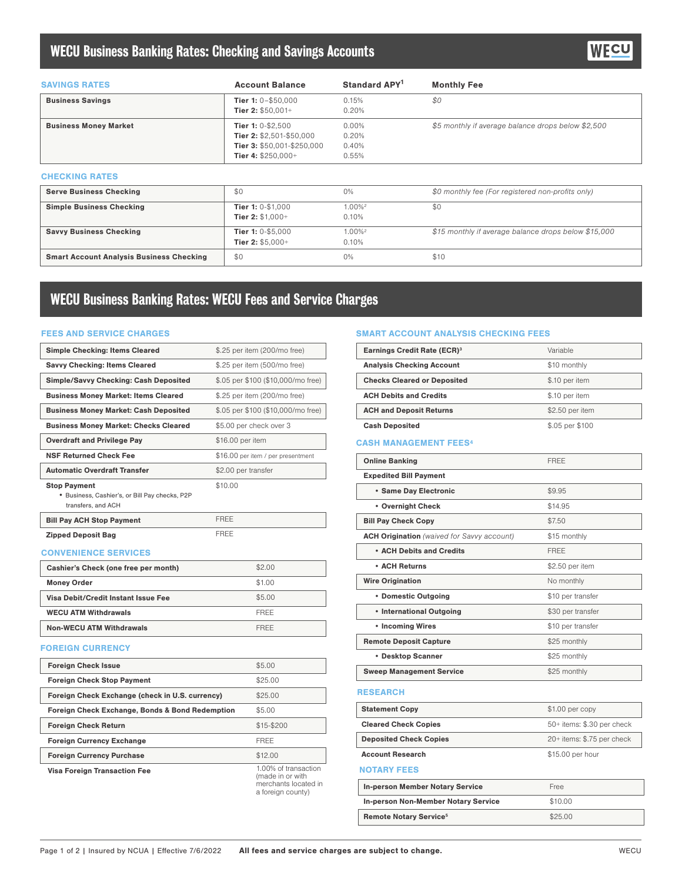# WECU Business Banking Rates: Checking and Savings Accounts

### SAVINGS RATES

| SAVINGS RATES | Account Balance | Standard APY[1] | Monthly Fee |
|---|---|---|---|
| **Business Savings** | **Tier 1:** 0–$50,000<br>**Tier 2:** $50,001+ | 0.15%<br>0.20% | *$0* |
| **Business Money Market** | **Tier 1:** 0-$2,500<br>**Tier 2:** $2,501-$50,000<br>**Tier 3:** $50,001-$250,000<br>**Tier 4:** $250,000+ | 0.00%<br>0.20%<br>0.40%<br>0.55% | *$5 monthly if average balance drops below $2,500* |

### CHECKING RATES

| CHECKING RATES | Account Balance | Standard APY | Monthly Fee |
|---|---|---|---|
| **Serve Business Checking** | $0 | 0% | *$0 monthly fee (For registered non-profits only)* |
| **Simple Business Checking** | **Tier 1:** 0-$1,000<br>**Tier 2:** $1,000+ | 1.00%[2]<br>0.10% | $0 |
| **Savvy Business Checking** | **Tier 1:** 0-$5,000<br>**Tier 2:** $5,000+ | 1.00%[2]<br>0.10% | *$15 monthly if average balance drops below $15,000* |
| **Smart Account Analysis Business Checking** | $0 | 0% | $10 |

# WECU Business Banking Rates: WECU Fees and Service Charges

### FEES AND SERVICE CHARGES

| Service | Fee |
|---|---|
| **Simple Checking: Items Cleared** | $.25 per item (200/mo free) |
| **Savvy Checking: Items Cleared** | $.25 per item (500/mo free) |
| **Simple/Savvy Checking: Cash Deposited** | $.05 per $100 ($10,000/mo free) |
| **Business Money Market: Items Cleared** | $.25 per item (200/mo free) |
| **Business Money Market: Cash Deposited** | $.05 per $100 ($10,000/mo free) |
| **Business Money Market: Checks Cleared** | $5.00 per check over 3 |
| **Overdraft and Privilege Pay** | $16.00 per item |
| **NSF Returned Check Fee** | $16.00 per item / per presentment |
| **Automatic Overdraft Transfer** | $2.00 per transfer |
| **Stop Payment**<br>• Business, Cashier's, or Bill Pay checks, P2P transfers, and ACH | $10.00 |
| **Bill Pay ACH Stop Payment** | FREE |
| **Zipped Deposit Bag** | FREE |

### CONVENIENCE SERVICES

| Service | Fee |
|---|---|
| **Cashier's Check (one free per month)** | $2.00 |
| **Money Order** | $1.00 |
| **Visa Debit/Credit Instant Issue Fee** | $5.00 |
| **WECU ATM Withdrawals** | FREE |
| **Non-WECU ATM Withdrawals** | FREE |

### FOREIGN CURRENCY

| Service | Fee |
|---|---|
| **Foreign Check Issue** | $5.00 |
| **Foreign Check Stop Payment** | $25.00 |
| **Foreign Check Exchange (check in U.S. currency)** | $25.00 |
| **Foreign Check Exchange, Bonds & Bond Redemption** | $5.00 |
| **Foreign Check Return** | $15-$200 |
| **Foreign Currency Exchange** | FREE |
| **Foreign Currency Purchase** | $12.00 |
| **Visa Foreign Transaction Fee** | 1.00% of transaction (made in or with merchants located in a foreign county) |

### SMART ACCOUNT ANALYSIS CHECKING FEES

| Service | Fee |
|---|---|
| **Earnings Credit Rate (ECR)**[3] | Variable |
| **Analysis Checking Account** | $10 monthly |
| **Checks Cleared or Deposited** | $.10 per item |
| **ACH Debits and Credits** | $.10 per item |
| **ACH and Deposit Returns** | $2.50 per item |
| **Cash Deposited** | $.05 per $100 |

### CASH MANAGEMENT FEES[4]

| Service | Fee |
|---|---|
| **Online Banking** | FREE |
| **Expedited Bill Payment** | |
| • **Same Day Electronic** | $9.95 |
| • **Overnight Check** | $14.95 |
| **Bill Pay Check Copy** | $7.50 |
| **ACH Origination** *(waived for Savvy account)* | $15 monthly |
| • **ACH Debits and Credits** | FREE |
| • **ACH Returns** | $2.50 per item |
| **Wire Origination** | No monthly |
| • **Domestic Outgoing** | $10 per transfer |
| • **International Outgoing** | $30 per transfer |
| • **Incoming Wires** | $10 per transfer |
| **Remote Deposit Capture** | $25 monthly |
| • **Desktop Scanner** | $25 monthly |
| **Sweep Management Service** | $25 monthly |

### RESEARCH

| Service | Fee |
|---|---|
| **Statement Copy** | $1.00 per copy |
| **Cleared Check Copies** | 50+ items: $.30 per check |
| **Deposited Check Copies** | 20+ items: $.75 per check |
| **Account Research** | $15.00 per hour |

### NOTARY FEES

| Service | Fee |
|---|---|
| **In-person Member Notary Service** | Free |
| **In-person Non-Member Notary Service** | $10.00 |
| **Remote Notary Service**[5] | $25.00 |

Insured by NCUA | Effective 7/6/2022 **All fees and service charges are subject to change.**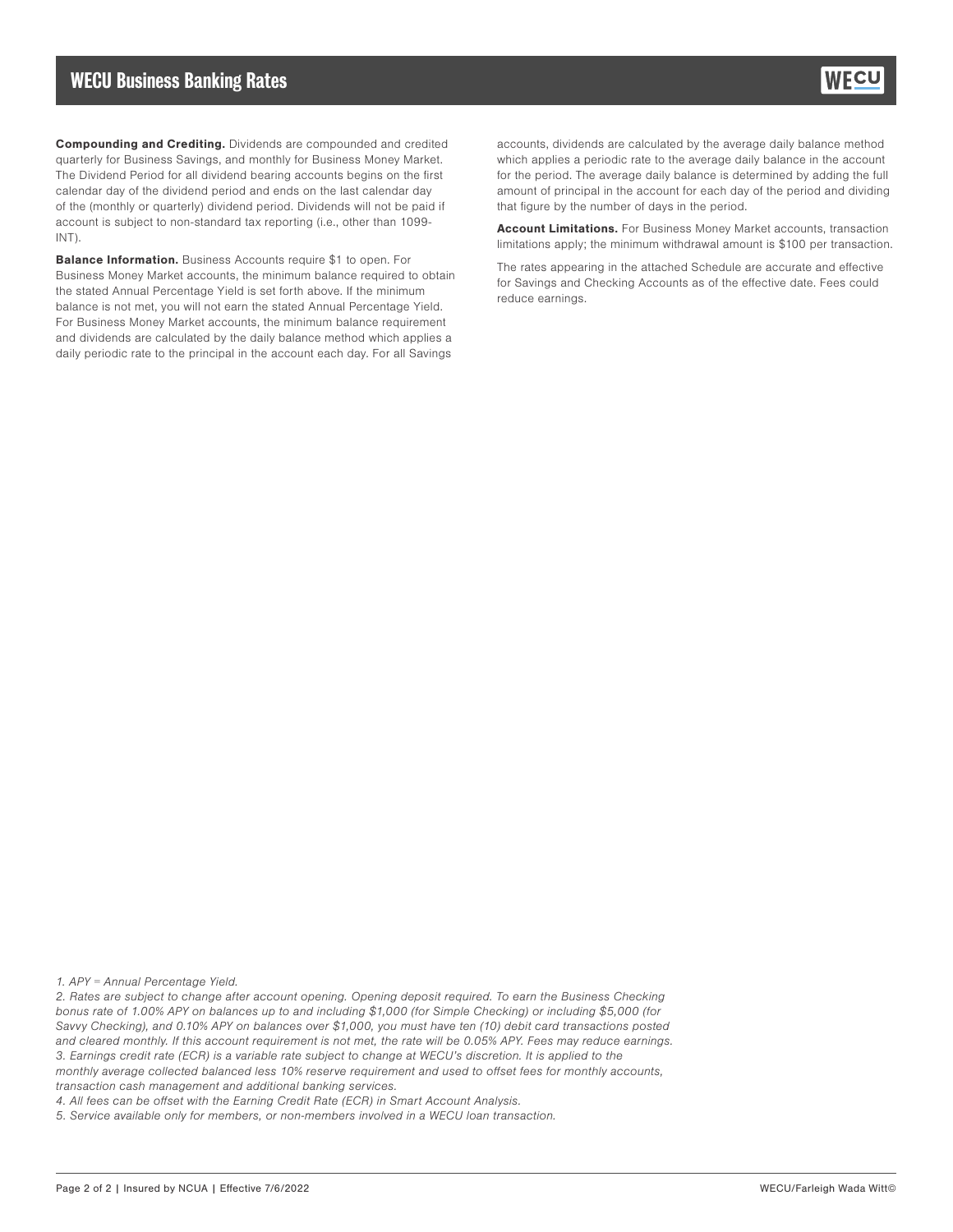**Compounding and Crediting.** Dividends are compounded and credited quarterly for Business Savings, and monthly for Business Money Market. The Dividend Period for all dividend bearing accounts begins on the first calendar day of the dividend period and ends on the last calendar day of the (monthly or quarterly) dividend period. Dividends will not be paid if account is subject to non-standard tax reporting (i.e., other than 1099-INT).

**Balance Information.** Business Accounts require $1 to open. For Business Money Market accounts, the minimum balance required to obtain the stated Annual Percentage Yield is set forth above. If the minimum balance is not met, you will not earn the stated Annual Percentage Yield. For Business Money Market accounts, the minimum balance requirement and dividends are calculated by the daily balance method which applies a daily periodic rate to the principal in the account each day. For all Savings accounts, dividends are calculated by the average daily balance method which applies a periodic rate to the average daily balance in the account for the period. The average daily balance is determined by adding the full amount of principal in the account for each day of the period and dividing that figure by the number of days in the period.

**Account Limitations.** For Business Money Market accounts, transaction limitations apply; the minimum withdrawal amount is $100 per transaction.

The rates appearing in the attached Schedule are accurate and effective for Savings and Checking Accounts as of the effective date. Fees could reduce earnings.

*1. APY = Annual Percentage Yield.*

*2. Rates are subject to change after account opening. Opening deposit required. To earn the Business Checking bonus rate of 1.00% APY on balances up to and including $1,000 (for Simple Checking) or including $5,000 (for Savvy Checking), and 0.10% APY on balances over $1,000, you must have ten (10) debit card transactions posted and cleared monthly. If this account requirement is not met, the rate will be 0.05% APY. Fees may reduce earnings.*

*3. Earnings credit rate (ECR) is a variable rate subject to change at WECU's discretion. It is applied to the monthly average collected balanced less 10% reserve requirement and used to offset fees for monthly accounts, transaction cash management and additional banking services.*

*4. All fees can be offset with the Earning Credit Rate (ECR) in Smart Account Analysis.*

*5. Service available only for members, or non-members involved in a WECU loan transaction.*

Insured by NCUA | Effective 7/6/2022

WECU/Farleigh Wada Witt©